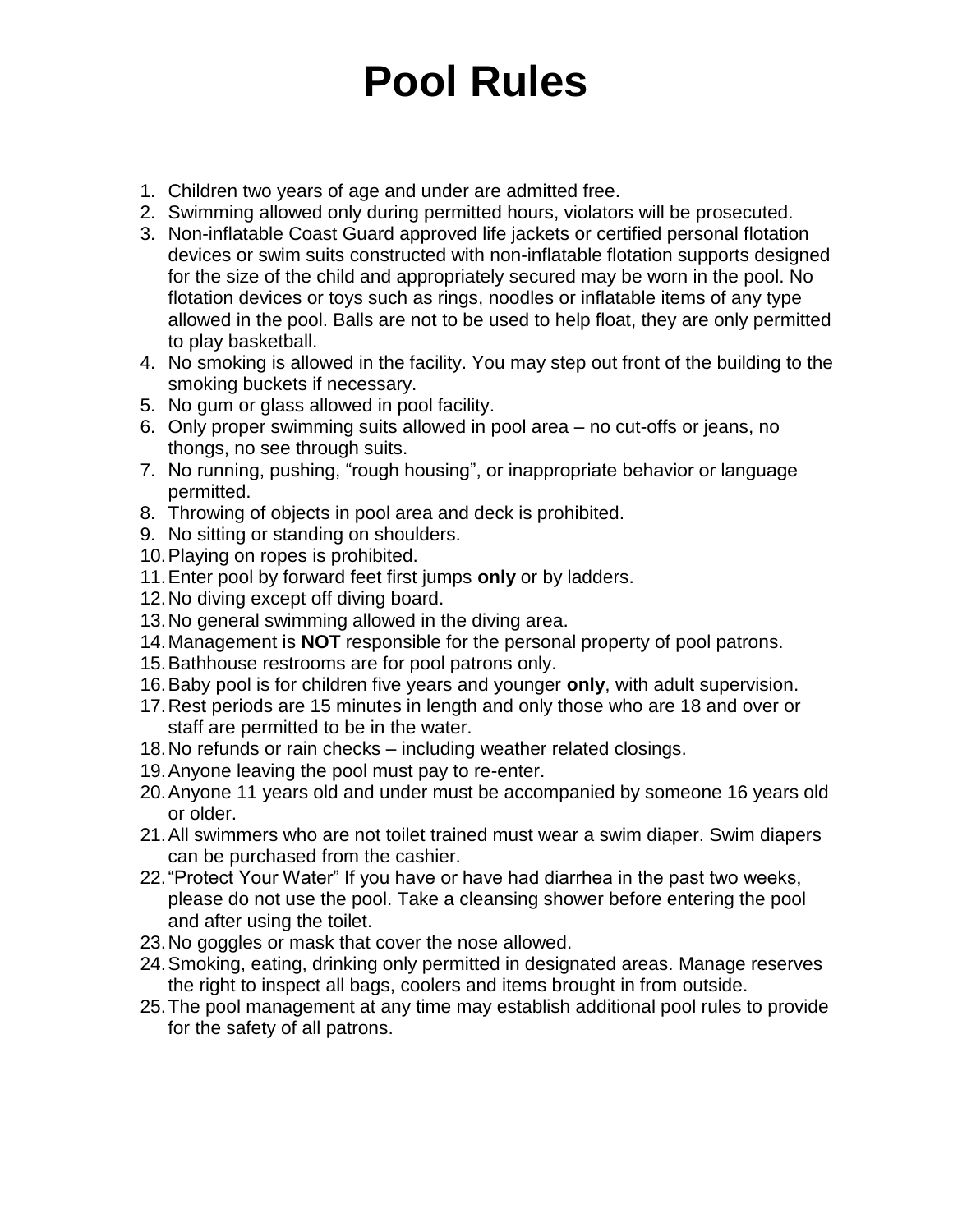# Pool Rules

1. Children two years of age and under are admitted free.
2. Swimming allowed only during permitted hours, violators will be prosecuted.
3. Non-inflatable Coast Guard approved life jackets or certified personal flotation devices or swim suits constructed with non-inflatable flotation supports designed for the size of the child and appropriately secured may be worn in the pool. No flotation devices or toys such as rings, noodles or inflatable items of any type allowed in the pool. Balls are not to be used to help float, they are only permitted to play basketball.
4. No smoking is allowed in the facility. You may step out front of the building to the smoking buckets if necessary.
5. No gum or glass allowed in pool facility.
6. Only proper swimming suits allowed in pool area – no cut-offs or jeans, no thongs, no see through suits.
7. No running, pushing, "rough housing", or inappropriate behavior or language permitted.
8. Throwing of objects in pool area and deck is prohibited.
9. No sitting or standing on shoulders.
10. Playing on ropes is prohibited.
11. Enter pool by forward feet first jumps **only** or by ladders.
12. No diving except off diving board.
13. No general swimming allowed in the diving area.
14. Management is **NOT** responsible for the personal property of pool patrons.
15. Bathhouse restrooms are for pool patrons only.
16. Baby pool is for children five years and younger **only**, with adult supervision.
17. Rest periods are 15 minutes in length and only those who are 18 and over or staff are permitted to be in the water.
18. No refunds or rain checks – including weather related closings.
19. Anyone leaving the pool must pay to re-enter.
20. Anyone 11 years old and under must be accompanied by someone 16 years old or older.
21. All swimmers who are not toilet trained must wear a swim diaper. Swim diapers can be purchased from the cashier.
22. "Protect Your Water" If you have or have had diarrhea in the past two weeks, please do not use the pool. Take a cleansing shower before entering the pool and after using the toilet.
23. No goggles or mask that cover the nose allowed.
24. Smoking, eating, drinking only permitted in designated areas. Manage reserves the right to inspect all bags, coolers and items brought in from outside.
25. The pool management at any time may establish additional pool rules to provide for the safety of all patrons.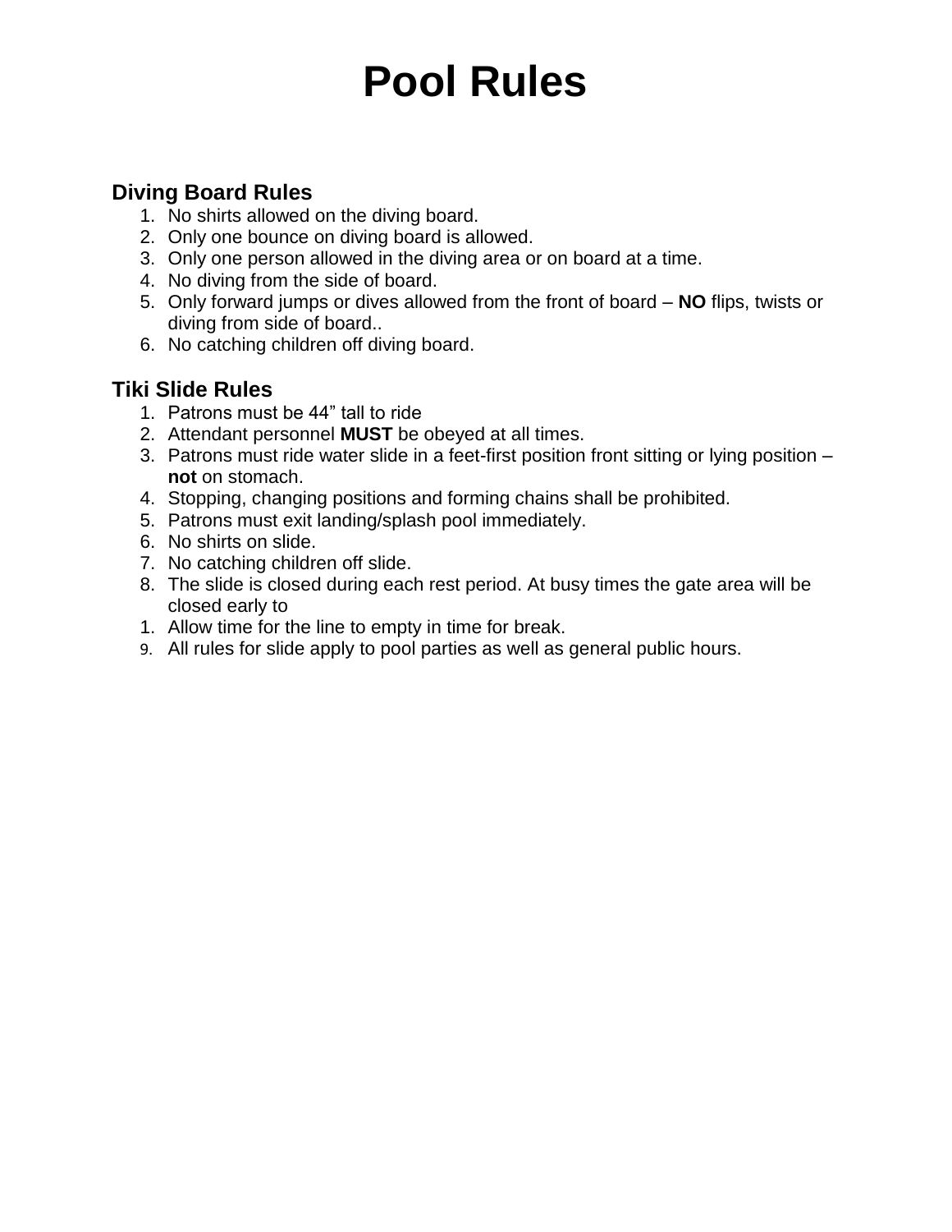# Pool Rules

## Diving Board Rules

1. No shirts allowed on the diving board.
2. Only one bounce on diving board is allowed.
3. Only one person allowed in the diving area or on board at a time.
4. No diving from the side of board.
5. Only forward jumps or dives allowed from the front of board – **NO** flips, twists or diving from side of board..
6. No catching children off diving board.

## Tiki Slide Rules

1. Patrons must be 44" tall to ride
2. Attendant personnel **MUST** be obeyed at all times.
3. Patrons must ride water slide in a feet-first position front sitting or lying position – **not** on stomach.
4. Stopping, changing positions and forming chains shall be prohibited.
5. Patrons must exit landing/splash pool immediately.
6. No shirts on slide.
7. No catching children off slide.
8. The slide is closed during each rest period. At busy times the gate area will be closed early to

1. Allow time for the line to empty in time for break.

9. All rules for slide apply to pool parties as well as general public hours.